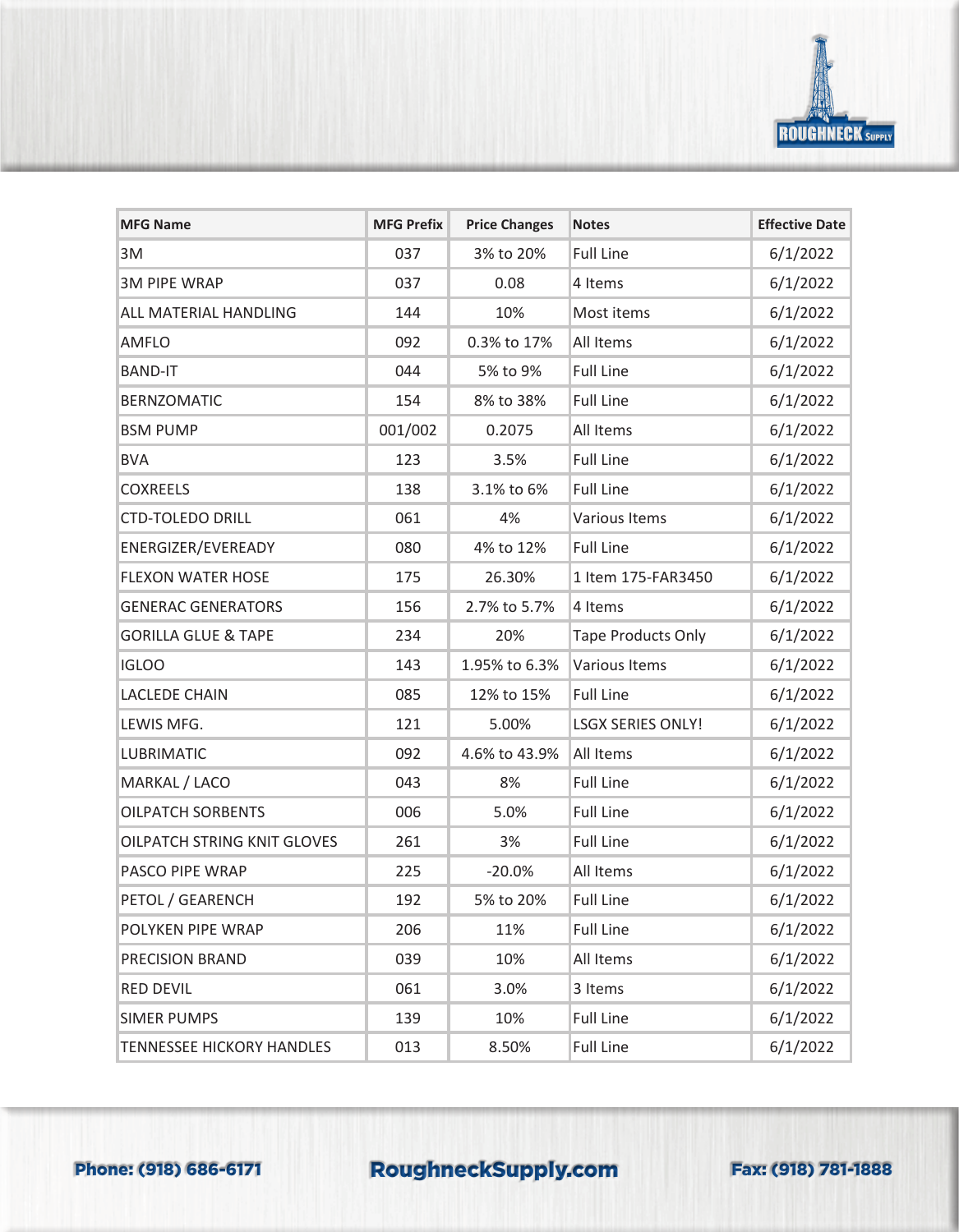| MFG Name | MFG Prefix | Price Changes | Notes | Effective Date |
|---|---|---|---|---|
| 3M | 037 | 3% to 20% | Full Line | 6/1/2022 |
| 3M PIPE WRAP | 037 | 0.08 | 4 Items | 6/1/2022 |
| ALL MATERIAL HANDLING | 144 | 10% | Most items | 6/1/2022 |
| AMFLO | 092 | 0.3% to 17% | All Items | 6/1/2022 |
| BAND-IT | 044 | 5% to 9% | Full Line | 6/1/2022 |
| BERNZOMATIC | 154 | 8% to 38% | Full Line | 6/1/2022 |
| BSM PUMP | 001/002 | 0.2075 | All Items | 6/1/2022 |
| BVA | 123 | 3.5% | Full Line | 6/1/2022 |
| COXREELS | 138 | 3.1% to 6% | Full Line | 6/1/2022 |
| CTD-TOLEDO DRILL | 061 | 4% | Various Items | 6/1/2022 |
| ENERGIZER/EVEREADY | 080 | 4% to 12% | Full Line | 6/1/2022 |
| FLEXON WATER HOSE | 175 | 26.30% | 1 Item 175-FAR3450 | 6/1/2022 |
| GENERAC GENERATORS | 156 | 2.7% to 5.7% | 4 Items | 6/1/2022 |
| GORILLA GLUE & TAPE | 234 | 20% | Tape Products Only | 6/1/2022 |
| IGLOO | 143 | 1.95% to 6.3% | Various Items | 6/1/2022 |
| LACLEDE CHAIN | 085 | 12% to 15% | Full Line | 6/1/2022 |
| LEWIS MFG. | 121 | 5.00% | LSGX SERIES ONLY! | 6/1/2022 |
| LUBRIMATIC | 092 | 4.6% to 43.9% | All Items | 6/1/2022 |
| MARKAL / LACO | 043 | 8% | Full Line | 6/1/2022 |
| OILPATCH SORBENTS | 006 | 5.0% | Full Line | 6/1/2022 |
| OILPATCH STRING KNIT GLOVES | 261 | 3% | Full Line | 6/1/2022 |
| PASCO PIPE WRAP | 225 | -20.0% | All Items | 6/1/2022 |
| PETOL / GEARENCH | 192 | 5% to 20% | Full Line | 6/1/2022 |
| POLYKEN PIPE WRAP | 206 | 11% | Full Line | 6/1/2022 |
| PRECISION BRAND | 039 | 10% | All Items | 6/1/2022 |
| RED DEVIL | 061 | 3.0% | 3 Items | 6/1/2022 |
| SIMER PUMPS | 139 | 10% | Full Line | 6/1/2022 |
| TENNESSEE HICKORY HANDLES | 013 | 8.50% | Full Line | 6/1/2022 |

Phone: (918) 686-6171 RoughneckSupply.com Fax: (918) 781-1888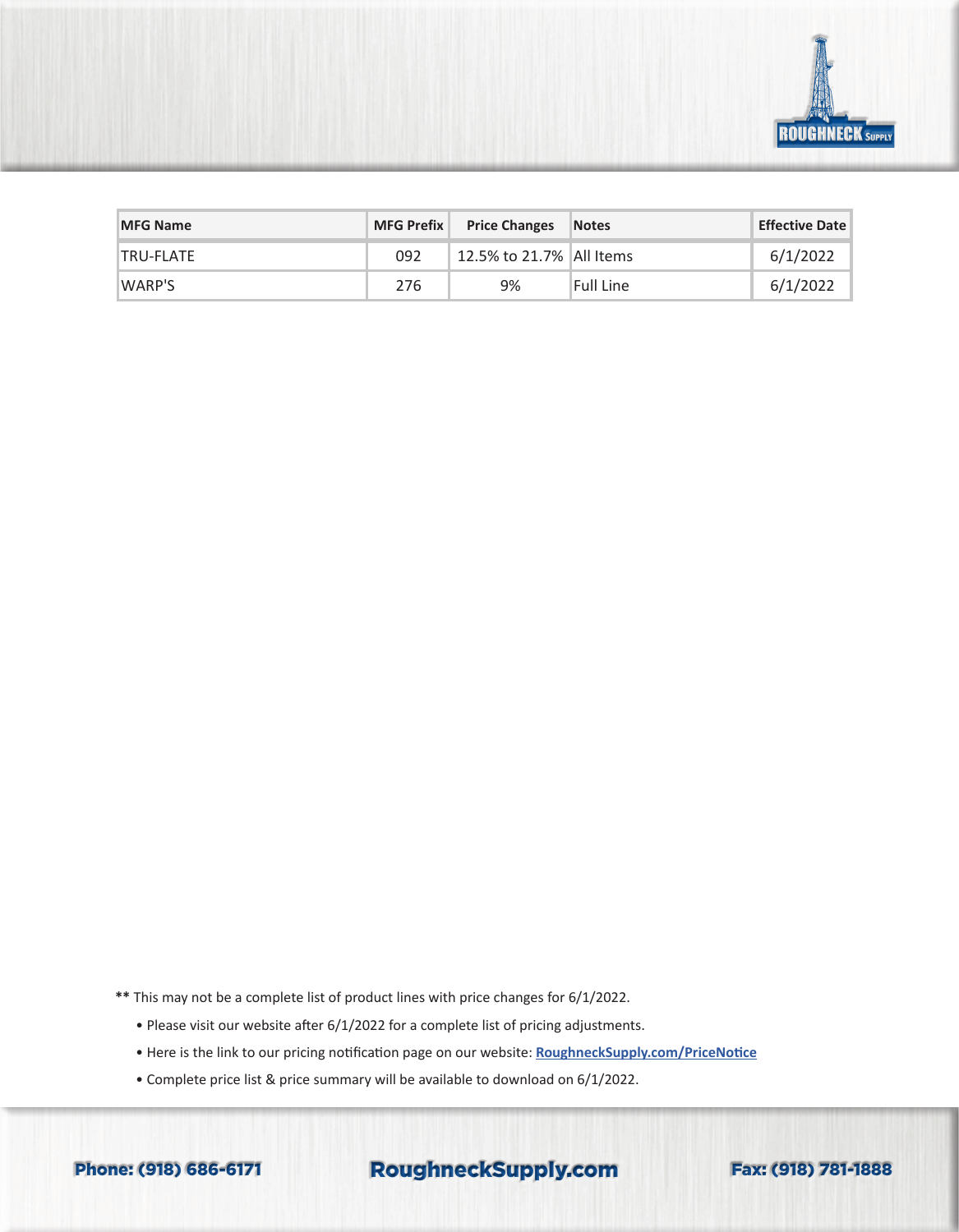| MFG Name | MFG Prefix | Price Changes | Notes | Effective Date |
| --- | --- | --- | --- | --- |
| TRU-FLATE | 092 | 12.5% to 21.7% | All Items | 6/1/2022 |
| WARP'S | 276 | 9% | Full Line | 6/1/2022 |

**\*\*** This may not be a complete list of product lines with price changes for 6/1/2022.

- Please visit our website after 6/1/2022 for a complete list of pricing adjustments.
- Here is the link to our pricing notification page on our website: **RoughneckSupply.com/PriceNotice**
- Complete price list & price summary will be available to download on 6/1/2022.

**Phone: (918) 686-6171** **RoughneckSupply.com** **Fax: (918) 781-1888**